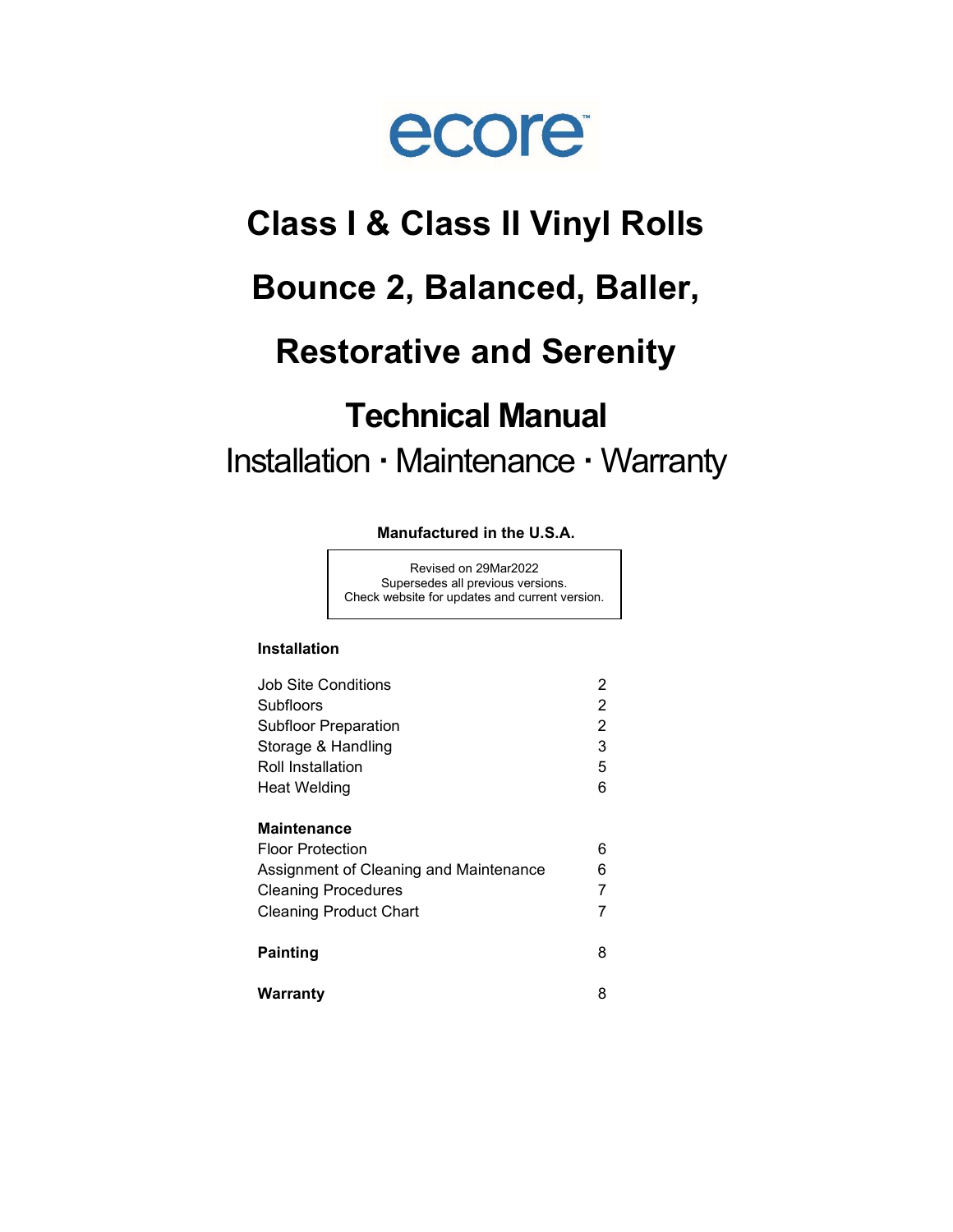ecore

# Class I & Class II Vinyl Rolls

# Bounce 2, Balanced, Baller,

# Restorative and Serenity

# Technical Manual

## Installation · Maintenance · Warranty

**Manufactured in the U.S.A.**

Revised on 29Mar2022
Supersedes all previous versions.
Check website for updates and current version.

| **Installation** | |
|---|---|
| Job Site Conditions | 2 |
| Subfloors | 2 |
| Subfloor Preparation | 2 |
| Storage & Handling | 3 |
| Roll Installation | 5 |
| Heat Welding | 6 |
| **Maintenance** | |
| Floor Protection | 6 |
| Assignment of Cleaning and Maintenance | 6 |
| Cleaning Procedures | 7 |
| Cleaning Product Chart | 7 |
| **Painting** | 8 |
| **Warranty** | 8 |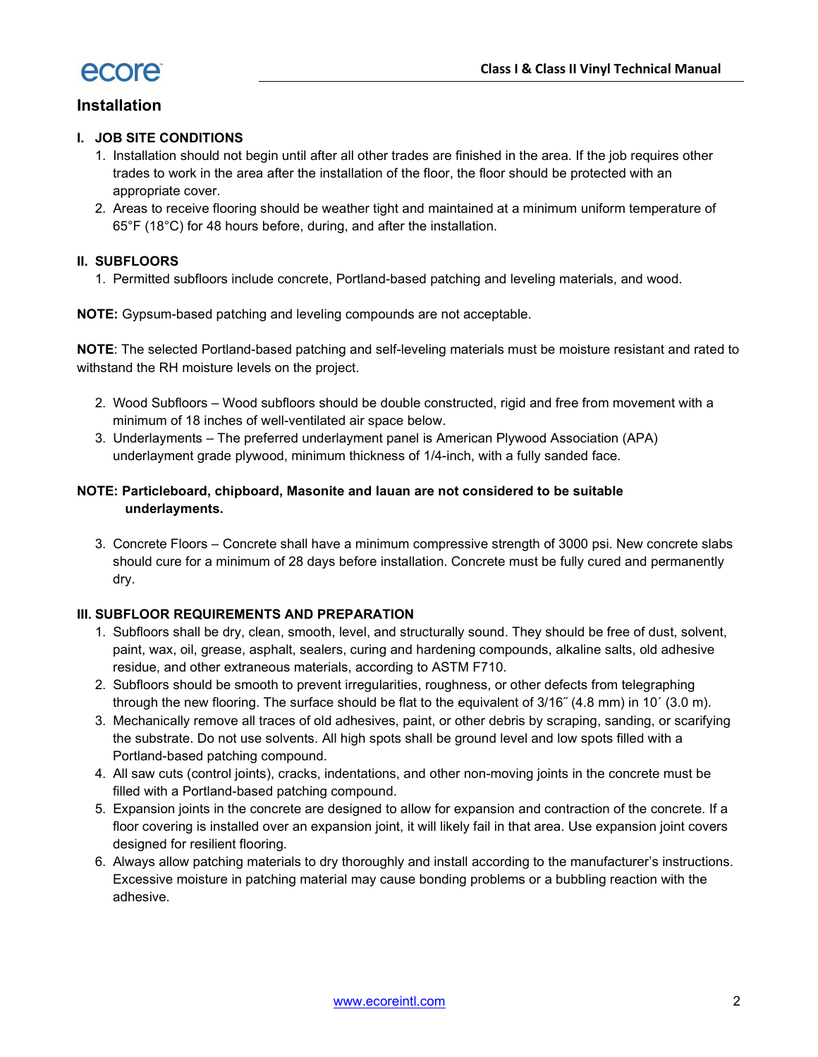## Installation

### I. JOB SITE CONDITIONS

1. Installation should not begin until after all other trades are finished in the area. If the job requires other trades to work in the area after the installation of the floor, the floor should be protected with an appropriate cover.
2. Areas to receive flooring should be weather tight and maintained at a minimum uniform temperature of 65°F (18°C) for 48 hours before, during, and after the installation.

### II. SUBFLOORS

1. Permitted subfloors include concrete, Portland-based patching and leveling materials, and wood.

**NOTE:** Gypsum-based patching and leveling compounds are not acceptable.

**NOTE**: The selected Portland-based patching and self-leveling materials must be moisture resistant and rated to withstand the RH moisture levels on the project.

2. Wood Subfloors – Wood subfloors should be double constructed, rigid and free from movement with a minimum of 18 inches of well-ventilated air space below.
3. Underlayments – The preferred underlayment panel is American Plywood Association (APA) underlayment grade plywood, minimum thickness of 1/4-inch, with a fully sanded face.

**NOTE: Particleboard, chipboard, Masonite and lauan are not considered to be suitable underlayments.**

3. Concrete Floors – Concrete shall have a minimum compressive strength of 3000 psi. New concrete slabs should cure for a minimum of 28 days before installation. Concrete must be fully cured and permanently dry.

### III. SUBFLOOR REQUIREMENTS AND PREPARATION

1. Subfloors shall be dry, clean, smooth, level, and structurally sound. They should be free of dust, solvent, paint, wax, oil, grease, asphalt, sealers, curing and hardening compounds, alkaline salts, old adhesive residue, and other extraneous materials, according to ASTM F710.
2. Subfloors should be smooth to prevent irregularities, roughness, or other defects from telegraphing through the new flooring. The surface should be flat to the equivalent of 3/16˝ (4.8 mm) in 10´ (3.0 m).
3. Mechanically remove all traces of old adhesives, paint, or other debris by scraping, sanding, or scarifying the substrate. Do not use solvents. All high spots shall be ground level and low spots filled with a Portland-based patching compound.
4. All saw cuts (control joints), cracks, indentations, and other non-moving joints in the concrete must be filled with a Portland-based patching compound.
5. Expansion joints in the concrete are designed to allow for expansion and contraction of the concrete. If a floor covering is installed over an expansion joint, it will likely fail in that area. Use expansion joint covers designed for resilient flooring.
6. Always allow patching materials to dry thoroughly and install according to the manufacturer's instructions. Excessive moisture in patching material may cause bonding problems or a bubbling reaction with the adhesive.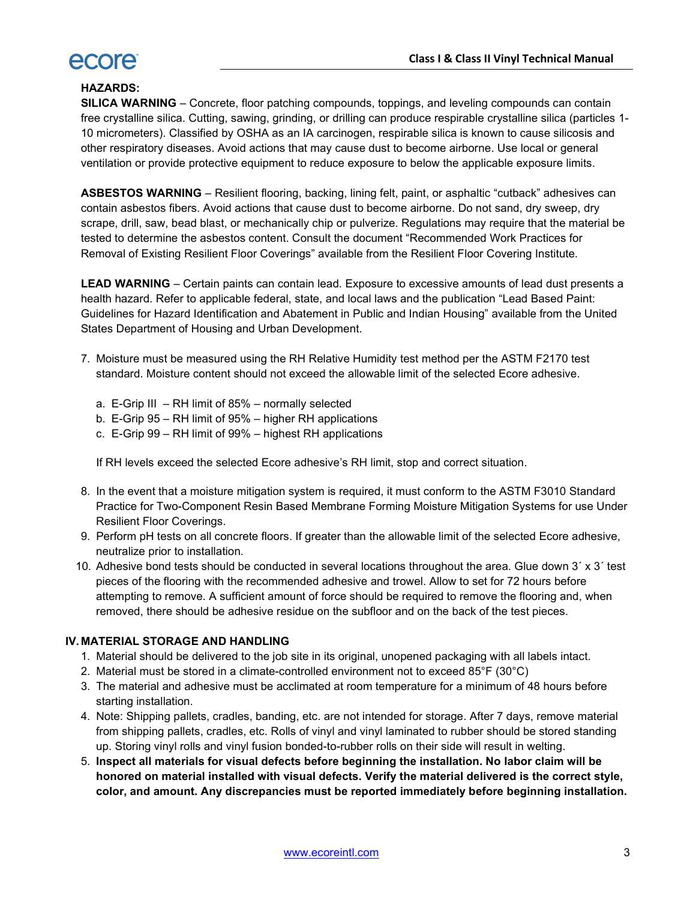**HAZARDS:**

**SILICA WARNING** – Concrete, floor patching compounds, toppings, and leveling compounds can contain free crystalline silica. Cutting, sawing, grinding, or drilling can produce respirable crystalline silica (particles 1-10 micrometers). Classified by OSHA as an IA carcinogen, respirable silica is known to cause silicosis and other respiratory diseases. Avoid actions that may cause dust to become airborne. Use local or general ventilation or provide protective equipment to reduce exposure to below the applicable exposure limits.

**ASBESTOS WARNING** – Resilient flooring, backing, lining felt, paint, or asphaltic "cutback" adhesives can contain asbestos fibers. Avoid actions that cause dust to become airborne. Do not sand, dry sweep, dry scrape, drill, saw, bead blast, or mechanically chip or pulverize. Regulations may require that the material be tested to determine the asbestos content. Consult the document "Recommended Work Practices for Removal of Existing Resilient Floor Coverings" available from the Resilient Floor Covering Institute.

**LEAD WARNING** – Certain paints can contain lead. Exposure to excessive amounts of lead dust presents a health hazard. Refer to applicable federal, state, and local laws and the publication "Lead Based Paint: Guidelines for Hazard Identification and Abatement in Public and Indian Housing" available from the United States Department of Housing and Urban Development.

7. Moisture must be measured using the RH Relative Humidity test method per the ASTM F2170 test standard. Moisture content should not exceed the allowable limit of the selected Ecore adhesive.

   a. E-Grip III – RH limit of 85% – normally selected
   b. E-Grip 95 – RH limit of 95% – higher RH applications
   c. E-Grip 99 – RH limit of 99% – highest RH applications

   If RH levels exceed the selected Ecore adhesive's RH limit, stop and correct situation.

8. In the event that a moisture mitigation system is required, it must conform to the ASTM F3010 Standard Practice for Two-Component Resin Based Membrane Forming Moisture Mitigation Systems for use Under Resilient Floor Coverings.
9. Perform pH tests on all concrete floors. If greater than the allowable limit of the selected Ecore adhesive, neutralize prior to installation.
10. Adhesive bond tests should be conducted in several locations throughout the area. Glue down 3´ x 3´ test pieces of the flooring with the recommended adhesive and trowel. Allow to set for 72 hours before attempting to remove. A sufficient amount of force should be required to remove the flooring and, when removed, there should be adhesive residue on the subfloor and on the back of the test pieces.

## IV. MATERIAL STORAGE AND HANDLING

1. Material should be delivered to the job site in its original, unopened packaging with all labels intact.
2. Material must be stored in a climate-controlled environment not to exceed 85°F (30°C)
3. The material and adhesive must be acclimated at room temperature for a minimum of 48 hours before starting installation.
4. Note: Shipping pallets, cradles, banding, etc. are not intended for storage. After 7 days, remove material from shipping pallets, cradles, etc. Rolls of vinyl and vinyl laminated to rubber should be stored standing up. Storing vinyl rolls and vinyl fusion bonded-to-rubber rolls on their side will result in welting.
5. **Inspect all materials for visual defects before beginning the installation. No labor claim will be honored on material installed with visual defects. Verify the material delivered is the correct style, color, and amount. Any discrepancies must be reported immediately before beginning installation.**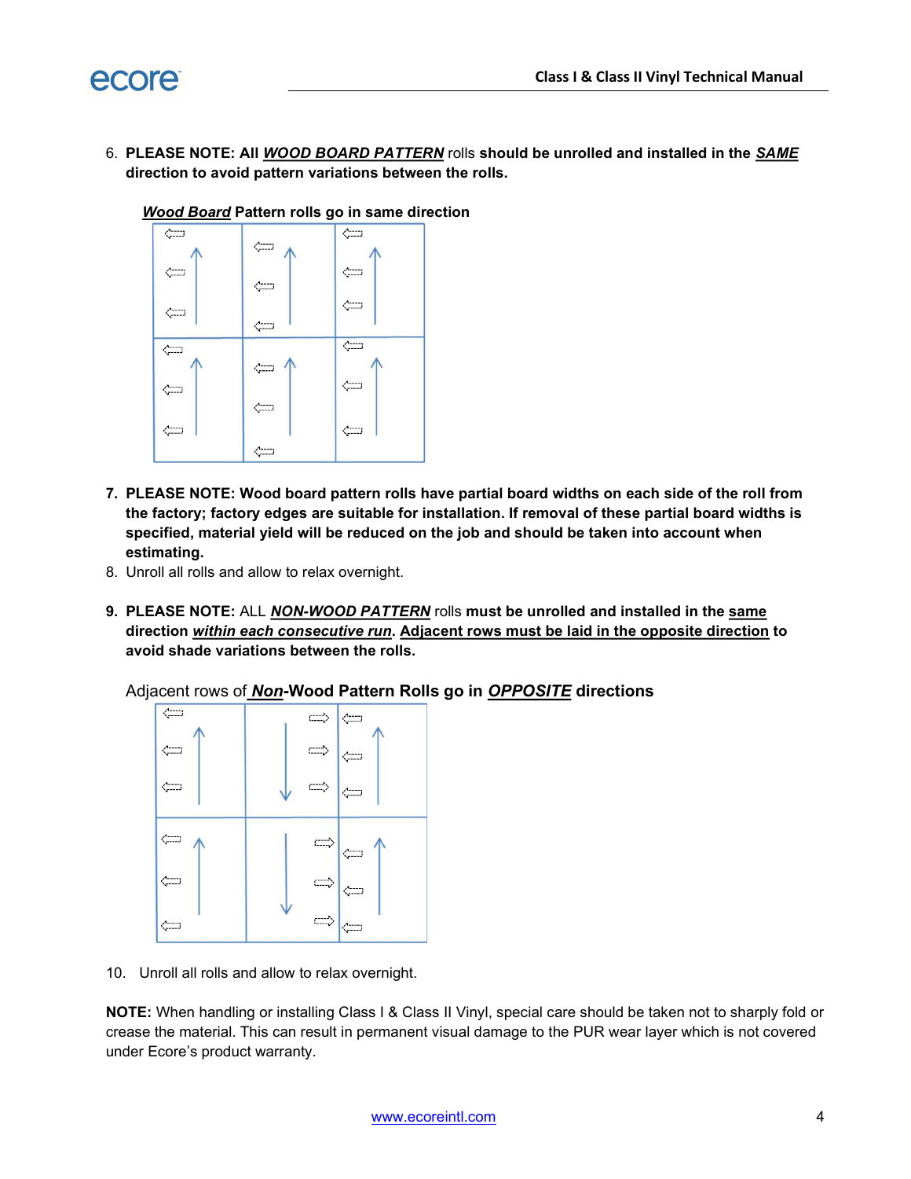6. **PLEASE NOTE: All *WOOD BOARD PATTERN*** rolls **should be unrolled and installed in the *SAME* direction to avoid pattern variations between the rolls.**

   ***Wood Board* Pattern rolls go in same direction**

7. **PLEASE NOTE: Wood board pattern rolls have partial board widths on each side of the roll from the factory; factory edges are suitable for installation. If removal of these partial board widths is specified, material yield will be reduced on the job and should be taken into account when estimating.**
8. Unroll all rolls and allow to relax overnight.

9. **PLEASE NOTE:** ALL ***NON-WOOD PATTERN*** rolls **must be unrolled and installed in the same direction *within each consecutive run*. Adjacent rows must be laid in the opposite direction to avoid shade variations between the rolls.**

   Adjacent rows of ***Non*-Wood Pattern Rolls go in *OPPOSITE* directions**

10. Unroll all rolls and allow to relax overnight.

**NOTE:** When handling or installing Class I & Class II Vinyl, special care should be taken not to sharply fold or crease the material. This can result in permanent visual damage to the PUR wear layer which is not covered under Ecore's product warranty.

www.ecoreintl.com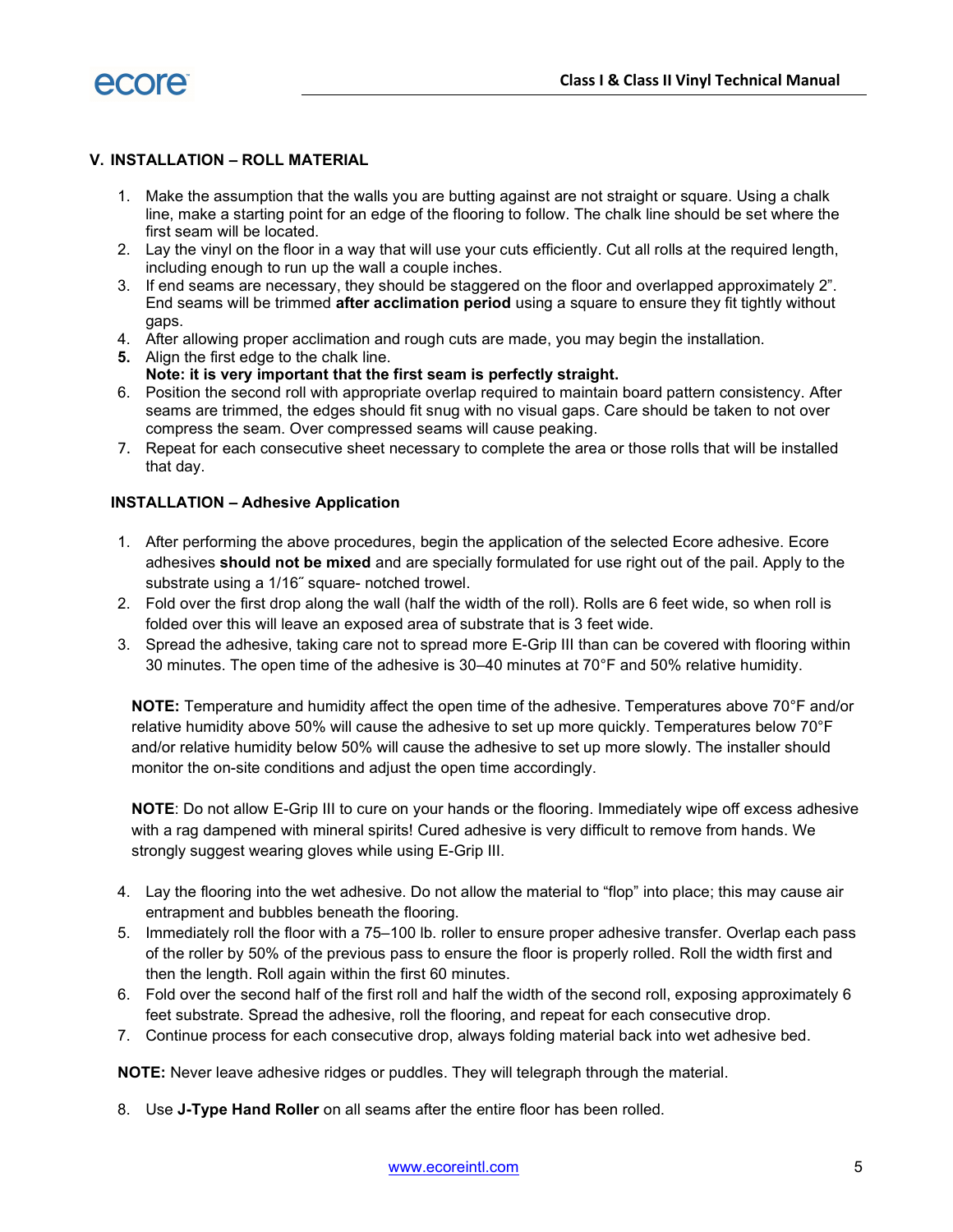## V. INSTALLATION – ROLL MATERIAL

1. Make the assumption that the walls you are butting against are not straight or square. Using a chalk line, make a starting point for an edge of the flooring to follow. The chalk line should be set where the first seam will be located.
2. Lay the vinyl on the floor in a way that will use your cuts efficiently. Cut all rolls at the required length, including enough to run up the wall a couple inches.
3. If end seams are necessary, they should be staggered on the floor and overlapped approximately 2”. End seams will be trimmed **after acclimation period** using a square to ensure they fit tightly without gaps.
4. After allowing proper acclimation and rough cuts are made, you may begin the installation.
5. Align the first edge to the chalk line.
   **Note: it is very important that the first seam is perfectly straight.**
6. Position the second roll with appropriate overlap required to maintain board pattern consistency. After seams are trimmed, the edges should fit snug with no visual gaps. Care should be taken to not over compress the seam. Over compressed seams will cause peaking.
7. Repeat for each consecutive sheet necessary to complete the area or those rolls that will be installed that day.

### INSTALLATION – Adhesive Application

1. After performing the above procedures, begin the application of the selected Ecore adhesive. Ecore adhesives **should not be mixed** and are specially formulated for use right out of the pail. Apply to the substrate using a 1/16˝ square- notched trowel.
2. Fold over the first drop along the wall (half the width of the roll). Rolls are 6 feet wide, so when roll is folded over this will leave an exposed area of substrate that is 3 feet wide.
3. Spread the adhesive, taking care not to spread more E-Grip III than can be covered with flooring within 30 minutes. The open time of the adhesive is 30–40 minutes at 70°F and 50% relative humidity.

   **NOTE:** Temperature and humidity affect the open time of the adhesive. Temperatures above 70°F and/or relative humidity above 50% will cause the adhesive to set up more quickly. Temperatures below 70°F and/or relative humidity below 50% will cause the adhesive to set up more slowly. The installer should monitor the on-site conditions and adjust the open time accordingly.

   **NOTE**: Do not allow E-Grip III to cure on your hands or the flooring. Immediately wipe off excess adhesive with a rag dampened with mineral spirits! Cured adhesive is very difficult to remove from hands. We strongly suggest wearing gloves while using E-Grip III.

4. Lay the flooring into the wet adhesive. Do not allow the material to “flop” into place; this may cause air entrapment and bubbles beneath the flooring.
5. Immediately roll the floor with a 75–100 lb. roller to ensure proper adhesive transfer. Overlap each pass of the roller by 50% of the previous pass to ensure the floor is properly rolled. Roll the width first and then the length. Roll again within the first 60 minutes.
6. Fold over the second half of the first roll and half the width of the second roll, exposing approximately 6 feet substrate. Spread the adhesive, roll the flooring, and repeat for each consecutive drop.
7. Continue process for each consecutive drop, always folding material back into wet adhesive bed.

**NOTE:** Never leave adhesive ridges or puddles. They will telegraph through the material.

8. Use **J-Type Hand Roller** on all seams after the entire floor has been rolled.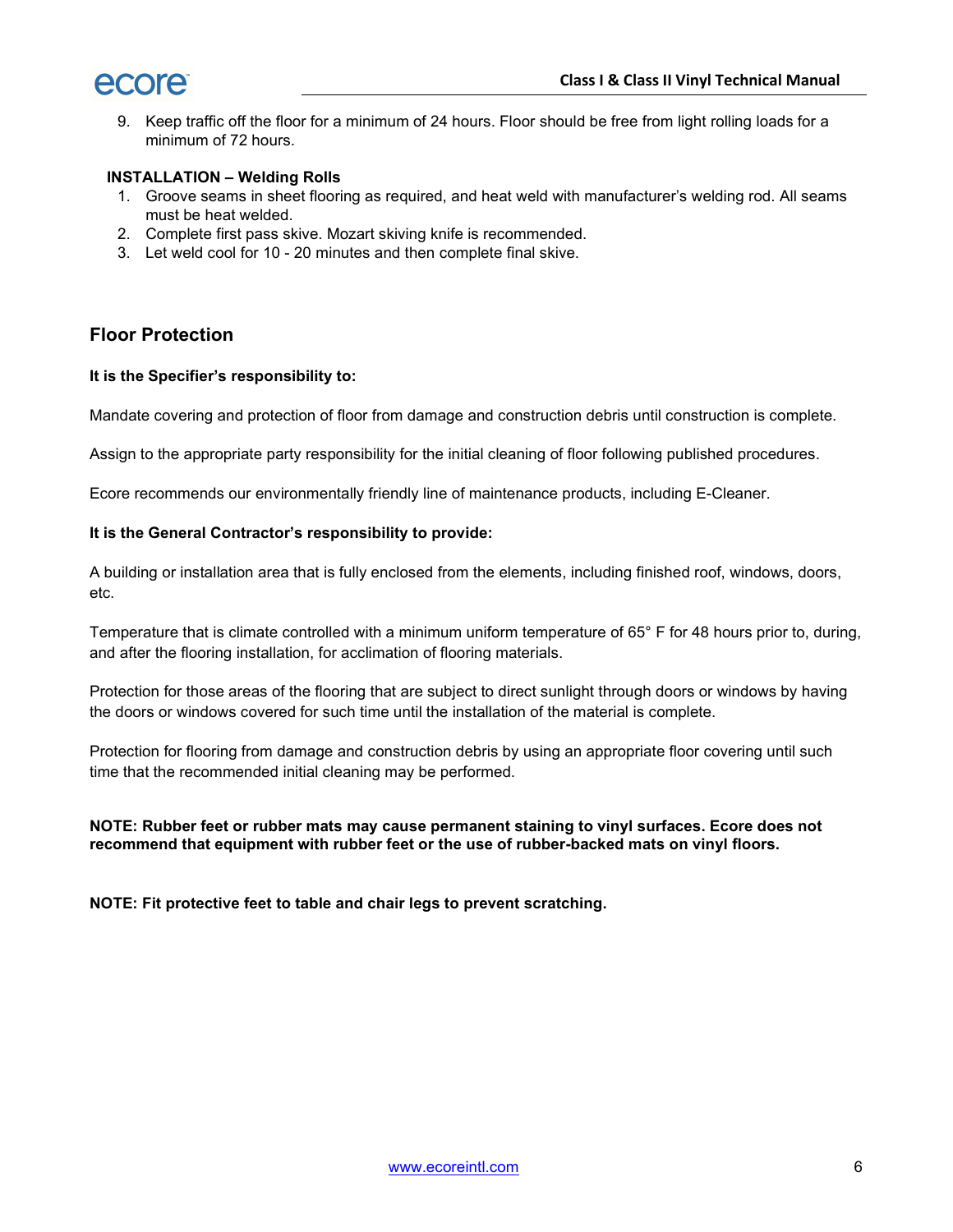9. Keep traffic off the floor for a minimum of 24 hours. Floor should be free from light rolling loads for a minimum of 72 hours.

**INSTALLATION – Welding Rolls**

1. Groove seams in sheet flooring as required, and heat weld with manufacturer's welding rod. All seams must be heat welded.
2. Complete first pass skive. Mozart skiving knife is recommended.
3. Let weld cool for 10 - 20 minutes and then complete final skive.

## Floor Protection

**It is the Specifier's responsibility to:**

Mandate covering and protection of floor from damage and construction debris until construction is complete.

Assign to the appropriate party responsibility for the initial cleaning of floor following published procedures.

Ecore recommends our environmentally friendly line of maintenance products, including E-Cleaner.

**It is the General Contractor's responsibility to provide:**

A building or installation area that is fully enclosed from the elements, including finished roof, windows, doors, etc.

Temperature that is climate controlled with a minimum uniform temperature of 65° F for 48 hours prior to, during, and after the flooring installation, for acclimation of flooring materials.

Protection for those areas of the flooring that are subject to direct sunlight through doors or windows by having the doors or windows covered for such time until the installation of the material is complete.

Protection for flooring from damage and construction debris by using an appropriate floor covering until such time that the recommended initial cleaning may be performed.

**NOTE: Rubber feet or rubber mats may cause permanent staining to vinyl surfaces. Ecore does not recommend that equipment with rubber feet or the use of rubber-backed mats on vinyl floors.**

**NOTE: Fit protective feet to table and chair legs to prevent scratching.**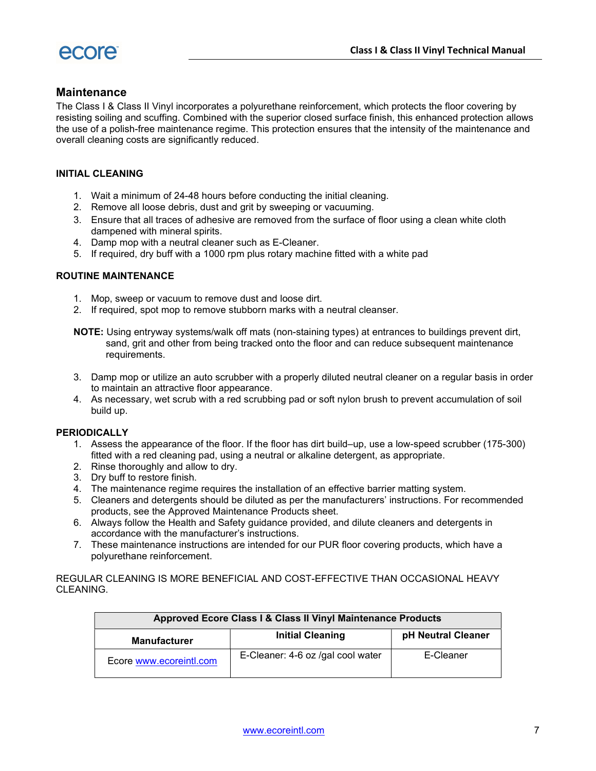## Maintenance

The Class I & Class II Vinyl incorporates a polyurethane reinforcement, which protects the floor covering by resisting soiling and scuffing. Combined with the superior closed surface finish, this enhanced protection allows the use of a polish-free maintenance regime. This protection ensures that the intensity of the maintenance and overall cleaning costs are significantly reduced.

### INITIAL CLEANING

1. Wait a minimum of 24-48 hours before conducting the initial cleaning.
2. Remove all loose debris, dust and grit by sweeping or vacuuming.
3. Ensure that all traces of adhesive are removed from the surface of floor using a clean white cloth dampened with mineral spirits.
4. Damp mop with a neutral cleaner such as E-Cleaner.
5. If required, dry buff with a 1000 rpm plus rotary machine fitted with a white pad

### ROUTINE MAINTENANCE

1. Mop, sweep or vacuum to remove dust and loose dirt.
2. If required, spot mop to remove stubborn marks with a neutral cleanser.

**NOTE:** Using entryway systems/walk off mats (non-staining types) at entrances to buildings prevent dirt, sand, grit and other from being tracked onto the floor and can reduce subsequent maintenance requirements.

3. Damp mop or utilize an auto scrubber with a properly diluted neutral cleaner on a regular basis in order to maintain an attractive floor appearance.
4. As necessary, wet scrub with a red scrubbing pad or soft nylon brush to prevent accumulation of soil build up.

### PERIODICALLY

1. Assess the appearance of the floor. If the floor has dirt build–up, use a low-speed scrubber (175-300) fitted with a red cleaning pad, using a neutral or alkaline detergent, as appropriate.
2. Rinse thoroughly and allow to dry.
3. Dry buff to restore finish.
4. The maintenance regime requires the installation of an effective barrier matting system.
5. Cleaners and detergents should be diluted as per the manufacturers' instructions. For recommended products, see the Approved Maintenance Products sheet.
6. Always follow the Health and Safety guidance provided, and dilute cleaners and detergents in accordance with the manufacturer's instructions.
7. These maintenance instructions are intended for our PUR floor covering products, which have a polyurethane reinforcement.

REGULAR CLEANING IS MORE BENEFICIAL AND COST-EFFECTIVE THAN OCCASIONAL HEAVY CLEANING.

| Approved Ecore Class I & Class II Vinyl Maintenance Products | | |
|---|---|---|
| **Manufacturer** | **Initial Cleaning** | **pH Neutral Cleaner** |
| Ecore www.ecoreintl.com | E-Cleaner: 4-6 oz /gal cool water | E-Cleaner |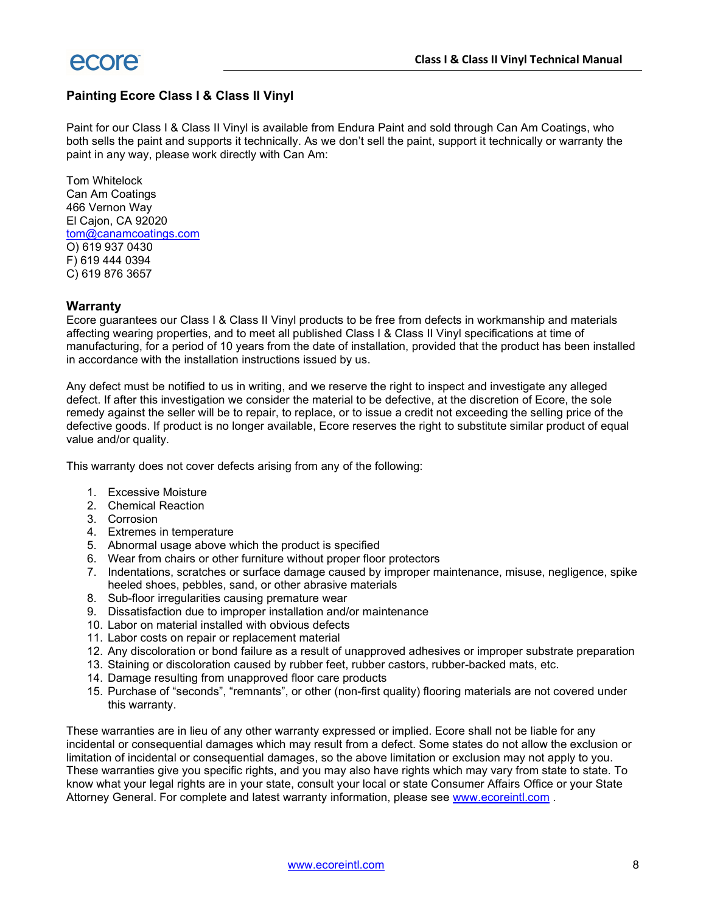## Painting Ecore Class I & Class II Vinyl

Paint for our Class I & Class II Vinyl is available from Endura Paint and sold through Can Am Coatings, who both sells the paint and supports it technically. As we don't sell the paint, support it technically or warranty the paint in any way, please work directly with Can Am:

Tom Whitelock  
Can Am Coatings  
466 Vernon Way  
El Cajon, CA 92020  
tom@canamcoatings.com  
O) 619 937 0430  
F) 619 444 0394  
C) 619 876 3657

## Warranty

Ecore guarantees our Class I & Class II Vinyl products to be free from defects in workmanship and materials affecting wearing properties, and to meet all published Class I & Class II Vinyl specifications at time of manufacturing, for a period of 10 years from the date of installation, provided that the product has been installed in accordance with the installation instructions issued by us.

Any defect must be notified to us in writing, and we reserve the right to inspect and investigate any alleged defect. If after this investigation we consider the material to be defective, at the discretion of Ecore, the sole remedy against the seller will be to repair, to replace, or to issue a credit not exceeding the selling price of the defective goods. If product is no longer available, Ecore reserves the right to substitute similar product of equal value and/or quality.

This warranty does not cover defects arising from any of the following:

1. Excessive Moisture
2. Chemical Reaction
3. Corrosion
4. Extremes in temperature
5. Abnormal usage above which the product is specified
6. Wear from chairs or other furniture without proper floor protectors
7. Indentations, scratches or surface damage caused by improper maintenance, misuse, negligence, spike heeled shoes, pebbles, sand, or other abrasive materials
8. Sub-floor irregularities causing premature wear
9. Dissatisfaction due to improper installation and/or maintenance
10. Labor on material installed with obvious defects
11. Labor costs on repair or replacement material
12. Any discoloration or bond failure as a result of unapproved adhesives or improper substrate preparation
13. Staining or discoloration caused by rubber feet, rubber castors, rubber-backed mats, etc.
14. Damage resulting from unapproved floor care products
15. Purchase of "seconds", "remnants", or other (non-first quality) flooring materials are not covered under this warranty.

These warranties are in lieu of any other warranty expressed or implied. Ecore shall not be liable for any incidental or consequential damages which may result from a defect. Some states do not allow the exclusion or limitation of incidental or consequential damages, so the above limitation or exclusion may not apply to you. These warranties give you specific rights, and you may also have rights which may vary from state to state. To know what your legal rights are in your state, consult your local or state Consumer Affairs Office or your State Attorney General. For complete and latest warranty information, please see www.ecoreintl.com .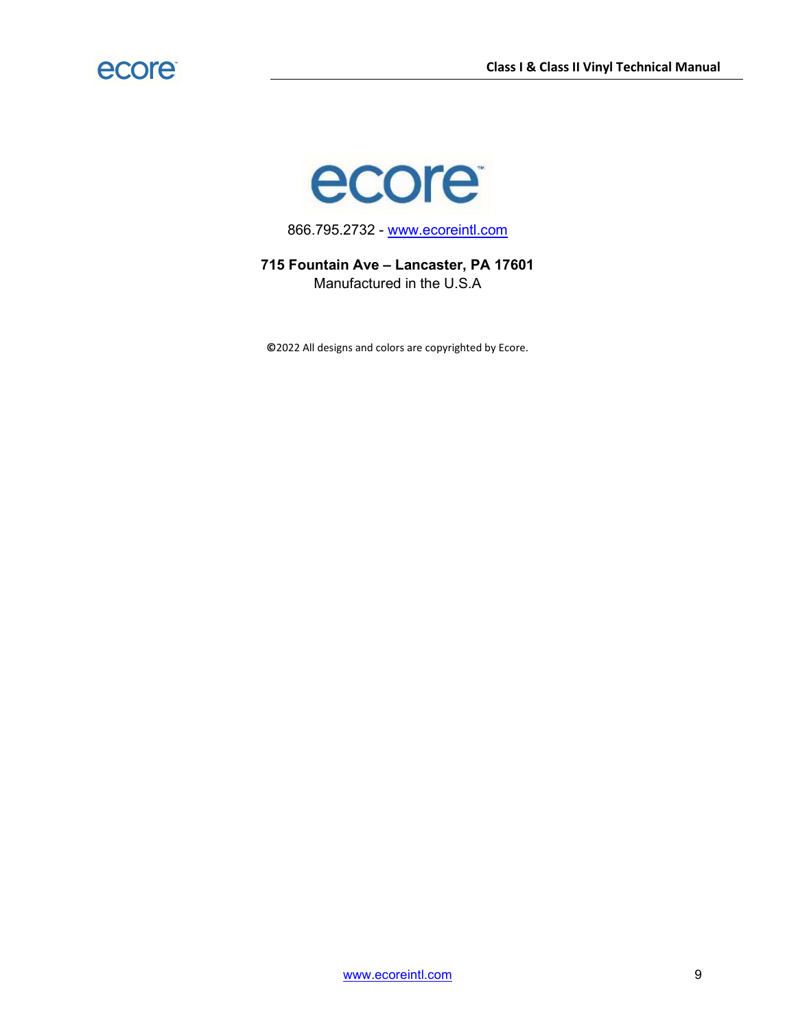ecore

866.795.2732 - www.ecoreintl.com

**715 Fountain Ave – Lancaster, PA 17601**
Manufactured in the U.S.A

©2022 All designs and colors are copyrighted by Ecore.